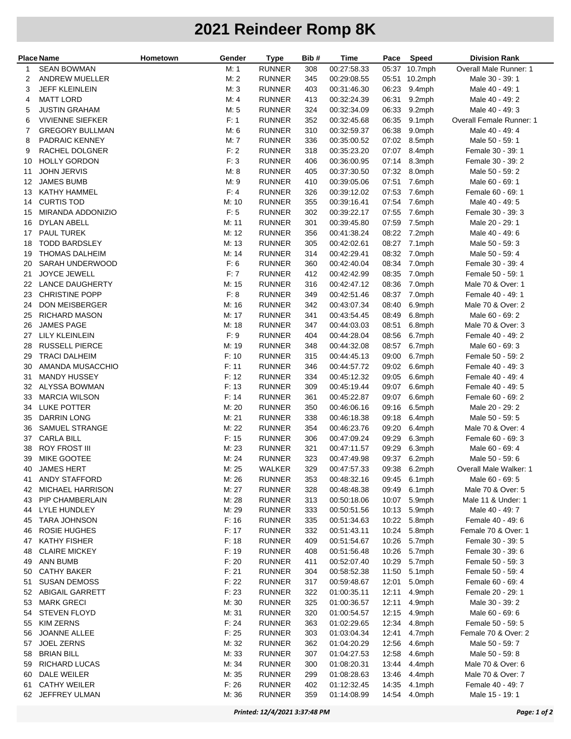# 2021 Reindeer Romp 8K

| Place | Name | Hometown | Gender | Type | Bib # | Time | Pace | Speed | Division Rank |
|---|---|---|---|---|---|---|---|---|---|
| 1 | SEAN BOWMAN | | M: 1 | RUNNER | 308 | 00:27:58.33 | 05:37 | 10.7mph | Overall Male Runner: 1 |
| 2 | ANDREW MUELLER | | M: 2 | RUNNER | 345 | 00:29:08.55 | 05:51 | 10.2mph | Male 30 - 39: 1 |
| 3 | JEFF KLEINLEIN | | M: 3 | RUNNER | 403 | 00:31:46.30 | 06:23 | 9.4mph | Male 40 - 49: 1 |
| 4 | MATT LORD | | M: 4 | RUNNER | 413 | 00:32:24.39 | 06:31 | 9.2mph | Male 40 - 49: 2 |
| 5 | JUSTIN GRAHAM | | M: 5 | RUNNER | 324 | 00:32:34.09 | 06:33 | 9.2mph | Male 40 - 49: 3 |
| 6 | VIVIENNE SIEFKER | | F: 1 | RUNNER | 352 | 00:32:45.68 | 06:35 | 9.1mph | Overall Female Runner: 1 |
| 7 | GREGORY BULLMAN | | M: 6 | RUNNER | 310 | 00:32:59.37 | 06:38 | 9.0mph | Male 40 - 49: 4 |
| 8 | PADRAIC KENNEY | | M: 7 | RUNNER | 336 | 00:35:00.52 | 07:02 | 8.5mph | Male 50 - 59: 1 |
| 9 | RACHEL DOLGNER | | F: 2 | RUNNER | 318 | 00:35:23.20 | 07:07 | 8.4mph | Female 30 - 39: 1 |
| 10 | HOLLY GORDON | | F: 3 | RUNNER | 406 | 00:36:00.95 | 07:14 | 8.3mph | Female 30 - 39: 2 |
| 11 | JOHN JERVIS | | M: 8 | RUNNER | 405 | 00:37:30.50 | 07:32 | 8.0mph | Male 50 - 59: 2 |
| 12 | JAMES BUMB | | M: 9 | RUNNER | 410 | 00:39:05.06 | 07:51 | 7.6mph | Male 60 - 69: 1 |
| 13 | KATHY HAMMEL | | F: 4 | RUNNER | 326 | 00:39:12.02 | 07:53 | 7.6mph | Female 60 - 69: 1 |
| 14 | CURTIS TOD | | M: 10 | RUNNER | 355 | 00:39:16.41 | 07:54 | 7.6mph | Male 40 - 49: 5 |
| 15 | MIRANDA ADDONIZIO | | F: 5 | RUNNER | 302 | 00:39:22.17 | 07:55 | 7.6mph | Female 30 - 39: 3 |
| 16 | DYLAN ABELL | | M: 11 | RUNNER | 301 | 00:39:45.80 | 07:59 | 7.5mph | Male 20 - 29: 1 |
| 17 | PAUL TUREK | | M: 12 | RUNNER | 356 | 00:41:38.24 | 08:22 | 7.2mph | Male 40 - 49: 6 |
| 18 | TODD BARDSLEY | | M: 13 | RUNNER | 305 | 00:42:02.61 | 08:27 | 7.1mph | Male 50 - 59: 3 |
| 19 | THOMAS DALHEIM | | M: 14 | RUNNER | 314 | 00:42:29.41 | 08:32 | 7.0mph | Male 50 - 59: 4 |
| 20 | SARAH UNDERWOOD | | F: 6 | RUNNER | 360 | 00:42:40.04 | 08:34 | 7.0mph | Female 30 - 39: 4 |
| 21 | JOYCE JEWELL | | F: 7 | RUNNER | 412 | 00:42:42.99 | 08:35 | 7.0mph | Female 50 - 59: 1 |
| 22 | LANCE DAUGHERTY | | M: 15 | RUNNER | 316 | 00:42:47.12 | 08:36 | 7.0mph | Male 70 & Over: 1 |
| 23 | CHRISTINE POPP | | F: 8 | RUNNER | 349 | 00:42:51.46 | 08:37 | 7.0mph | Female 40 - 49: 1 |
| 24 | DON MEISBERGER | | M: 16 | RUNNER | 342 | 00:43:07.34 | 08:40 | 6.9mph | Male 70 & Over: 2 |
| 25 | RICHARD MASON | | M: 17 | RUNNER | 341 | 00:43:54.45 | 08:49 | 6.8mph | Male 60 - 69: 2 |
| 26 | JAMES PAGE | | M: 18 | RUNNER | 347 | 00:44:03.03 | 08:51 | 6.8mph | Male 70 & Over: 3 |
| 27 | LILY KLEINLEIN | | F: 9 | RUNNER | 404 | 00:44:28.04 | 08:56 | 6.7mph | Female 40 - 49: 2 |
| 28 | RUSSELL PIERCE | | M: 19 | RUNNER | 348 | 00:44:32.08 | 08:57 | 6.7mph | Male 60 - 69: 3 |
| 29 | TRACI DALHEIM | | F: 10 | RUNNER | 315 | 00:44:45.13 | 09:00 | 6.7mph | Female 50 - 59: 2 |
| 30 | AMANDA MUSACCHIO | | F: 11 | RUNNER | 346 | 00:44:57.72 | 09:02 | 6.6mph | Female 40 - 49: 3 |
| 31 | MANDY HUSSEY | | F: 12 | RUNNER | 334 | 00:45:12.32 | 09:05 | 6.6mph | Female 40 - 49: 4 |
| 32 | ALYSSA BOWMAN | | F: 13 | RUNNER | 309 | 00:45:19.44 | 09:07 | 6.6mph | Female 40 - 49: 5 |
| 33 | MARCIA WILSON | | F: 14 | RUNNER | 361 | 00:45:22.87 | 09:07 | 6.6mph | Female 60 - 69: 2 |
| 34 | LUKE POTTER | | M: 20 | RUNNER | 350 | 00:46:06.16 | 09:16 | 6.5mph | Male 20 - 29: 2 |
| 35 | DARRIN LONG | | M: 21 | RUNNER | 338 | 00:46:18.38 | 09:18 | 6.4mph | Male 50 - 59: 5 |
| 36 | SAMUEL STRANGE | | M: 22 | RUNNER | 354 | 00:46:23.76 | 09:20 | 6.4mph | Male 70 & Over: 4 |
| 37 | CARLA BILL | | F: 15 | RUNNER | 306 | 00:47:09.24 | 09:29 | 6.3mph | Female 60 - 69: 3 |
| 38 | ROY FROST III | | M: 23 | RUNNER | 321 | 00:47:11.57 | 09:29 | 6.3mph | Male 60 - 69: 4 |
| 39 | MIKE GOOTEE | | M: 24 | RUNNER | 323 | 00:47:49.98 | 09:37 | 6.2mph | Male 50 - 59: 6 |
| 40 | JAMES HERT | | M: 25 | WALKER | 329 | 00:47:57.33 | 09:38 | 6.2mph | Overall Male Walker: 1 |
| 41 | ANDY STAFFORD | | M: 26 | RUNNER | 353 | 00:48:32.16 | 09:45 | 6.1mph | Male 60 - 69: 5 |
| 42 | MICHAEL HARRISON | | M: 27 | RUNNER | 328 | 00:48:48.38 | 09:49 | 6.1mph | Male 70 & Over: 5 |
| 43 | PIP CHAMBERLAIN | | M: 28 | RUNNER | 313 | 00:50:18.06 | 10:07 | 5.9mph | Male 11 & Under: 1 |
| 44 | LYLE HUNDLEY | | M: 29 | RUNNER | 333 | 00:50:51.56 | 10:13 | 5.9mph | Male 40 - 49: 7 |
| 45 | TARA JOHNSON | | F: 16 | RUNNER | 335 | 00:51:34.63 | 10:22 | 5.8mph | Female 40 - 49: 6 |
| 46 | ROSIE HUGHES | | F: 17 | RUNNER | 332 | 00:51:43.11 | 10:24 | 5.8mph | Female 70 & Over: 1 |
| 47 | KATHY FISHER | | F: 18 | RUNNER | 409 | 00:51:54.67 | 10:26 | 5.7mph | Female 30 - 39: 5 |
| 48 | CLAIRE MICKEY | | F: 19 | RUNNER | 408 | 00:51:56.48 | 10:26 | 5.7mph | Female 30 - 39: 6 |
| 49 | ANN BUMB | | F: 20 | RUNNER | 411 | 00:52:07.40 | 10:29 | 5.7mph | Female 50 - 59: 3 |
| 50 | CATHY BAKER | | F: 21 | RUNNER | 304 | 00:58:52.38 | 11:50 | 5.1mph | Female 50 - 59: 4 |
| 51 | SUSAN DEMOSS | | F: 22 | RUNNER | 317 | 00:59:48.67 | 12:01 | 5.0mph | Female 60 - 69: 4 |
| 52 | ABIGAIL GARRETT | | F: 23 | RUNNER | 322 | 01:00:35.11 | 12:11 | 4.9mph | Female 20 - 29: 1 |
| 53 | MARK GRECI | | M: 30 | RUNNER | 325 | 01:00:36.57 | 12:11 | 4.9mph | Male 30 - 39: 2 |
| 54 | STEVEN FLOYD | | M: 31 | RUNNER | 320 | 01:00:54.57 | 12:15 | 4.9mph | Male 60 - 69: 6 |
| 55 | KIM ZERNS | | F: 24 | RUNNER | 363 | 01:02:29.65 | 12:34 | 4.8mph | Female 50 - 59: 5 |
| 56 | JOANNE ALLEE | | F: 25 | RUNNER | 303 | 01:03:04.34 | 12:41 | 4.7mph | Female 70 & Over: 2 |
| 57 | JOEL ZERNS | | M: 32 | RUNNER | 362 | 01:04:20.29 | 12:56 | 4.6mph | Male 50 - 59: 7 |
| 58 | BRIAN BILL | | M: 33 | RUNNER | 307 | 01:04:27.53 | 12:58 | 4.6mph | Male 50 - 59: 8 |
| 59 | RICHARD LUCAS | | M: 34 | RUNNER | 300 | 01:08:20.31 | 13:44 | 4.4mph | Male 70 & Over: 6 |
| 60 | DALE WEILER | | M: 35 | RUNNER | 299 | 01:08:28.63 | 13:46 | 4.4mph | Male 70 & Over: 7 |
| 61 | CATHY WEILER | | F: 26 | RUNNER | 402 | 01:12:32.45 | 14:35 | 4.1mph | Female 40 - 49: 7 |
| 62 | JEFFREY ULMAN | | M: 36 | RUNNER | 359 | 01:14:08.99 | 14:54 | 4.0mph | Male 15 - 19: 1 |

*Printed: 12/4/2021 3:37:48 PM*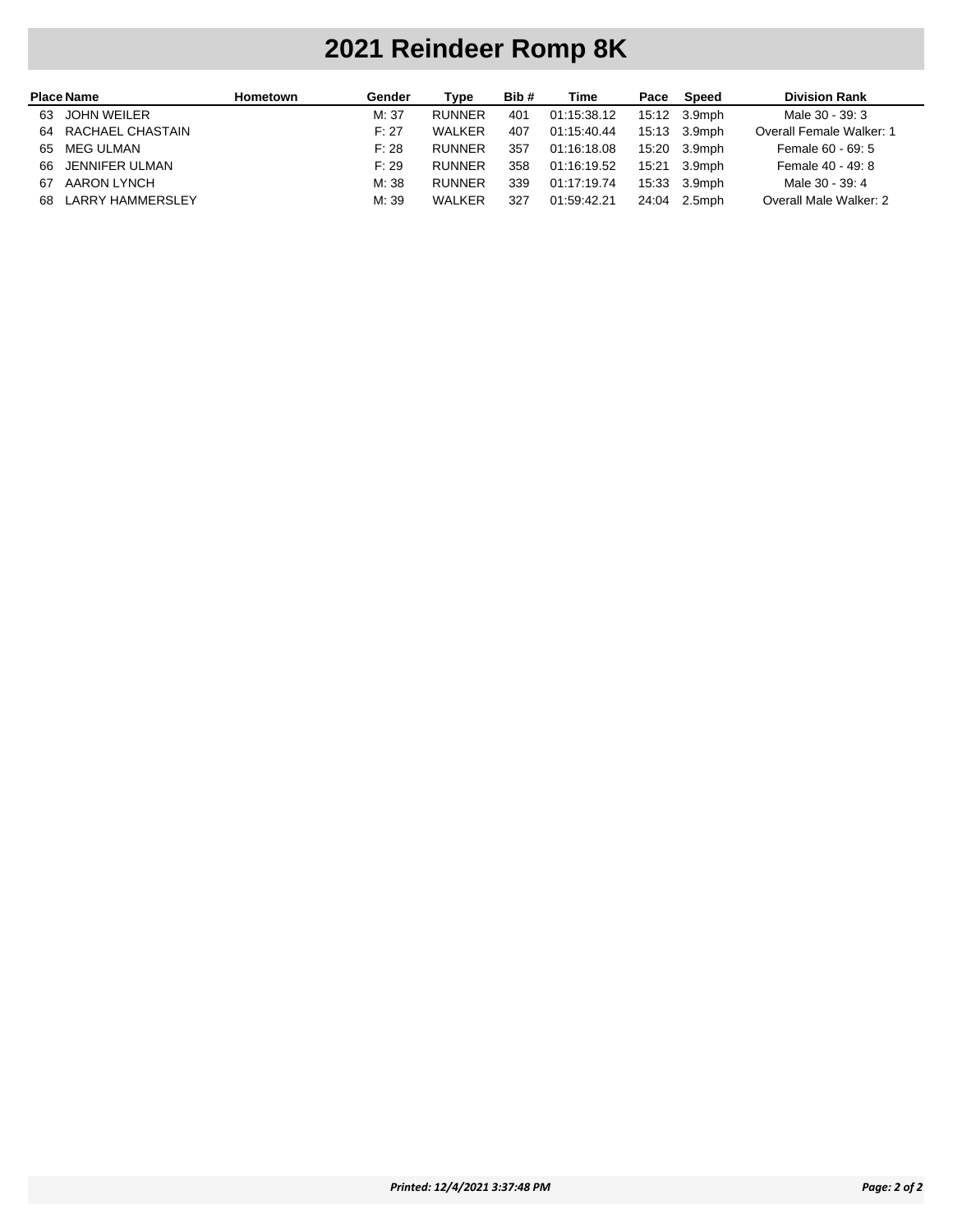# 2021 Reindeer Romp 8K

| Place | Name | Hometown | Gender | Type | Bib # | Time | Pace | Speed | Division Rank |
|---|---|---|---|---|---|---|---|---|---|
| 63 | JOHN WEILER | | M: 37 | RUNNER | 401 | 01:15:38.12 | 15:12 | 3.9mph | Male 30 - 39: 3 |
| 64 | RACHAEL CHASTAIN | | F: 27 | WALKER | 407 | 01:15:40.44 | 15:13 | 3.9mph | Overall Female Walker: 1 |
| 65 | MEG ULMAN | | F: 28 | RUNNER | 357 | 01:16:18.08 | 15:20 | 3.9mph | Female 60 - 69: 5 |
| 66 | JENNIFER ULMAN | | F: 29 | RUNNER | 358 | 01:16:19.52 | 15:21 | 3.9mph | Female 40 - 49: 8 |
| 67 | AARON LYNCH | | M: 38 | RUNNER | 339 | 01:17:19.74 | 15:33 | 3.9mph | Male 30 - 39: 4 |
| 68 | LARRY HAMMERSLEY | | M: 39 | WALKER | 327 | 01:59:42.21 | 24:04 | 2.5mph | Overall Male Walker: 2 |

*Printed: 12/4/2021 3:37:48 PM*